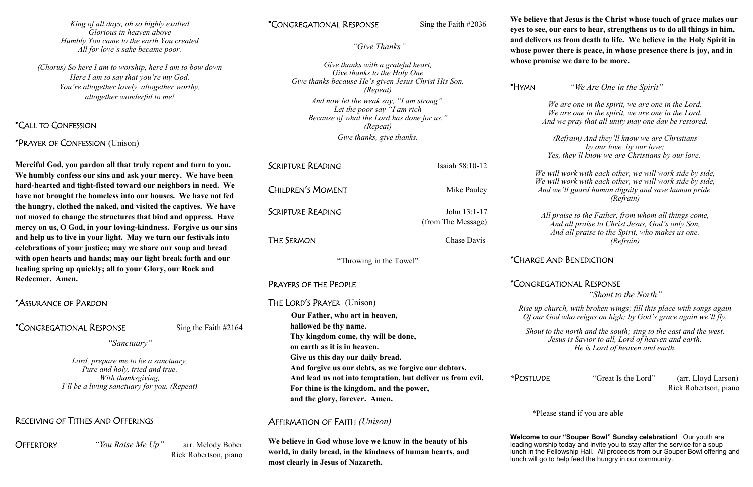*King of all days, oh so highly exalted*
*Glorious in heaven above*
*Humbly You came to the earth You created*
*All for love's sake became poor.*

*(Chorus) So here I am to worship, here I am to bow down*
*Here I am to say that you're my God.*
*You're altogether lovely, altogether worthy,*
*altogether wonderful to me!*

## *CALL TO CONFESSION

## *PRAYER OF CONFESSION (Unison)

**Merciful God, you pardon all that truly repent and turn to you. We humbly confess our sins and ask your mercy. We have been hard-hearted and tight-fisted toward our neighbors in need. We have not brought the homeless into our houses. We have not fed the hungry, clothed the naked, and visited the captives. We have not moved to change the structures that bind and oppress. Have mercy on us, O God, in your loving-kindness. Forgive us our sins and help us to live in your light. May we turn our festivals into celebrations of your justice; may we share our soup and bread with open hearts and hands; may our light break forth and our healing spring up quickly; all to your Glory, our Rock and Redeemer. Amen.**

## *ASSURANCE OF PARDON

## *CONGREGATIONAL RESPONSE — Sing the Faith #2164

*"Sanctuary"*

*Lord, prepare me to be a sanctuary,*
*Pure and holy, tried and true.*
*With thanksgiving,*
*I'll be a living sanctuary for you. (Repeat)*

## RECEIVING OF TITHES AND OFFERINGS

## OFFERTORY — *"You Raise Me Up"* — arr. Melody Bober

Rick Robertson, piano

## *CONGREGATIONAL RESPONSE — Sing the Faith #2036

*"Give Thanks"*

*Give thanks with a grateful heart,*
*Give thanks to the Holy One*
*Give thanks because He's given Jesus Christ His Son.*
*(Repeat)*
*And now let the weak say, "I am strong",*
*Let the poor say "I am rich*
*Because of what the Lord has done for us."*
*(Repeat)*
*Give thanks, give thanks.*

## SCRIPTURE READING — Isaiah 58:10-12

## CHILDREN'S MOMENT — Mike Pauley

## SCRIPTURE READING — John 13:1-17 (from The Message)

## THE SERMON — Chase Davis

"Throwing in the Towel"

## PRAYERS OF THE PEOPLE

## THE LORD'S PRAYER (Unison)

**Our Father, who art in heaven,**
**hallowed be thy name.**
**Thy kingdom come, thy will be done,**
**on earth as it is in heaven.**
**Give us this day our daily bread.**
**And forgive us our debts, as we forgive our debtors.**
**And lead us not into temptation, but deliver us from evil.**
**For thine is the kingdom, and the power,**
**and the glory, forever. Amen.**

## AFFIRMATION OF FAITH *(Unison)*

**We believe in God whose love we know in the beauty of his world, in daily bread, in the kindness of human hearts, and most clearly in Jesus of Nazareth.**

**We believe that Jesus is the Christ whose touch of grace makes our eyes to see, our ears to hear, strengthens us to do all things in him, and delivers us from death to life. We believe in the Holy Spirit in whose power there is peace, in whose presence there is joy, and in whose promise we dare to be more.**

## *HYMN — *"We Are One in the Spirit"*

*We are one in the spirit, we are one in the Lord.*
*We are one in the spirit, we are one in the Lord.*
*And we pray that all unity may one day be restored.*

*(Refrain) And they'll know we are Christians*
*by our love, by our love;*
*Yes, they'll know we are Christians by our love.*

*We will work with each other, we will work side by side,*
*We will work with each other, we will work side by side,*
*And we'll guard human dignity and save human pride.*
*(Refrain)*

*All praise to the Father, from whom all things come,*
*And all praise to Christ Jesus, God's only Son,*
*And all praise to the Spirit, who makes us one.*
*(Refrain)*

## *CHARGE AND BENEDICTION

## *CONGREGATIONAL RESPONSE

*"Shout to the North"*

*Rise up church, with broken wings; fill this place with songs again*
*Of our God who reigns on high; by God's grace again we'll fly.*

*Shout to the north and the south; sing to the east and the west.*
*Jesus is Savior to all, Lord of heaven and earth.*
*He is Lord of heaven and earth.*

## *POSTLUDE — "Great Is the Lord" — (arr. Lloyd Larson)

Rick Robertson, piano

*Please stand if you are able

**Welcome to our "Souper Bowl" Sunday celebration!** Our youth are leading worship today and invite you to stay after the service for a soup lunch in the Fellowship Hall. All proceeds from our Souper Bowl offering and lunch will go to help feed the hungry in our community.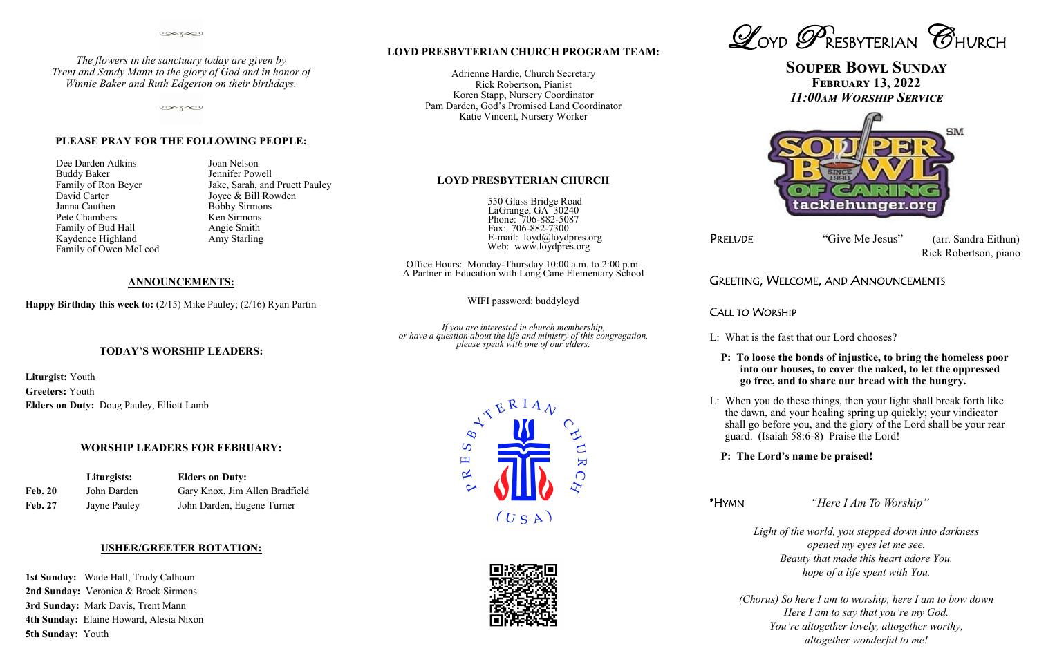*The flowers in the sanctuary today are given by Trent and Sandy Mann to the glory of God and in honor of Winnie Baker and Ruth Edgerton on their birthdays.*

## PLEASE PRAY FOR THE FOLLOWING PEOPLE:

Dee Darden Adkins
Buddy Baker
Family of Ron Beyer
David Carter
Janna Cauthen
Pete Chambers
Family of Bud Hall
Kaydence Highland
Family of Owen McLeod
Joan Nelson
Jennifer Powell
Jake, Sarah, and Pruett Pauley
Joyce & Bill Rowden
Bobby Sirmons
Ken Sirmons
Angie Smith
Amy Starling

## ANNOUNCEMENTS:

**Happy Birthday this week to:** (2/15) Mike Pauley; (2/16) Ryan Partin

## TODAY'S WORSHIP LEADERS:

**Liturgist:** Youth
**Greeters:** Youth
**Elders on Duty:** Doug Pauley, Elliott Lamb

## WORSHIP LEADERS FOR FEBRUARY:

| | Liturgists: | Elders on Duty: |
|---|---|---|
| **Feb. 20** | John Darden | Gary Knox, Jim Allen Bradfield |
| **Feb. 27** | Jayne Pauley | John Darden, Eugene Turner |

## USHER/GREETER ROTATION:

**1st Sunday:** Wade Hall, Trudy Calhoun
**2nd Sunday:** Veronica & Brock Sirmons
**3rd Sunday:** Mark Davis, Trent Mann
**4th Sunday:** Elaine Howard, Alesia Nixon
**5th Sunday:** Youth

## LOYD PRESBYTERIAN CHURCH PROGRAM TEAM:

Adrienne Hardie, Church Secretary
Rick Robertson, Pianist
Koren Stapp, Nursery Coordinator
Pam Darden, God's Promised Land Coordinator
Katie Vincent, Nursery Worker

## LOYD PRESBYTERIAN CHURCH

550 Glass Bridge Road
LaGrange, GA 30240
Phone: 706-882-5087
Fax: 706-882-7300
E-mail: loyd@loydpres.org
Web: www.loydpres.org

Office Hours: Monday-Thursday 10:00 a.m. to 2:00 p.m.
A Partner in Education with Long Cane Elementary School

WIFI password: buddyloyd

*If you are interested in church membership, or have a question about the life and ministry of this congregation, please speak with one of our elders.*

PRESBYTERIAN CHURCH (USA)

# LOYD PRESBYTERIAN CHURCH

## SOUPER BOWL SUNDAY
### FEBRUARY 13, 2022
### *11:00AM WORSHIP SERVICE*

SOUPER BOWL OF CARING SINCE 1990 SM tacklehunger.org

PRELUDE "Give Me Jesus" (arr. Sandra Eithun)
Rick Robertson, piano

GREETING, WELCOME, AND ANNOUNCEMENTS

CALL TO WORSHIP

L: What is the fast that our Lord chooses?

**P: To loose the bonds of injustice, to bring the homeless poor into our houses, to cover the naked, to let the oppressed go free, and to share our bread with the hungry.**

L: When you do these things, then your light shall break forth like the dawn, and your healing spring up quickly; your vindicator shall go before you, and the glory of the Lord shall be your rear guard. (Isaiah 58:6-8) Praise the Lord!

**P: The Lord's name be praised!**

*HYMN *"Here I Am To Worship"*

*Light of the world, you stepped down into darkness*
*opened my eyes let me see.*
*Beauty that made this heart adore You,*
*hope of a life spent with You.*

*(Chorus) So here I am to worship, here I am to bow down*
*Here I am to say that you're my God.*
*You're altogether lovely, altogether worthy,*
*altogether wonderful to me!*